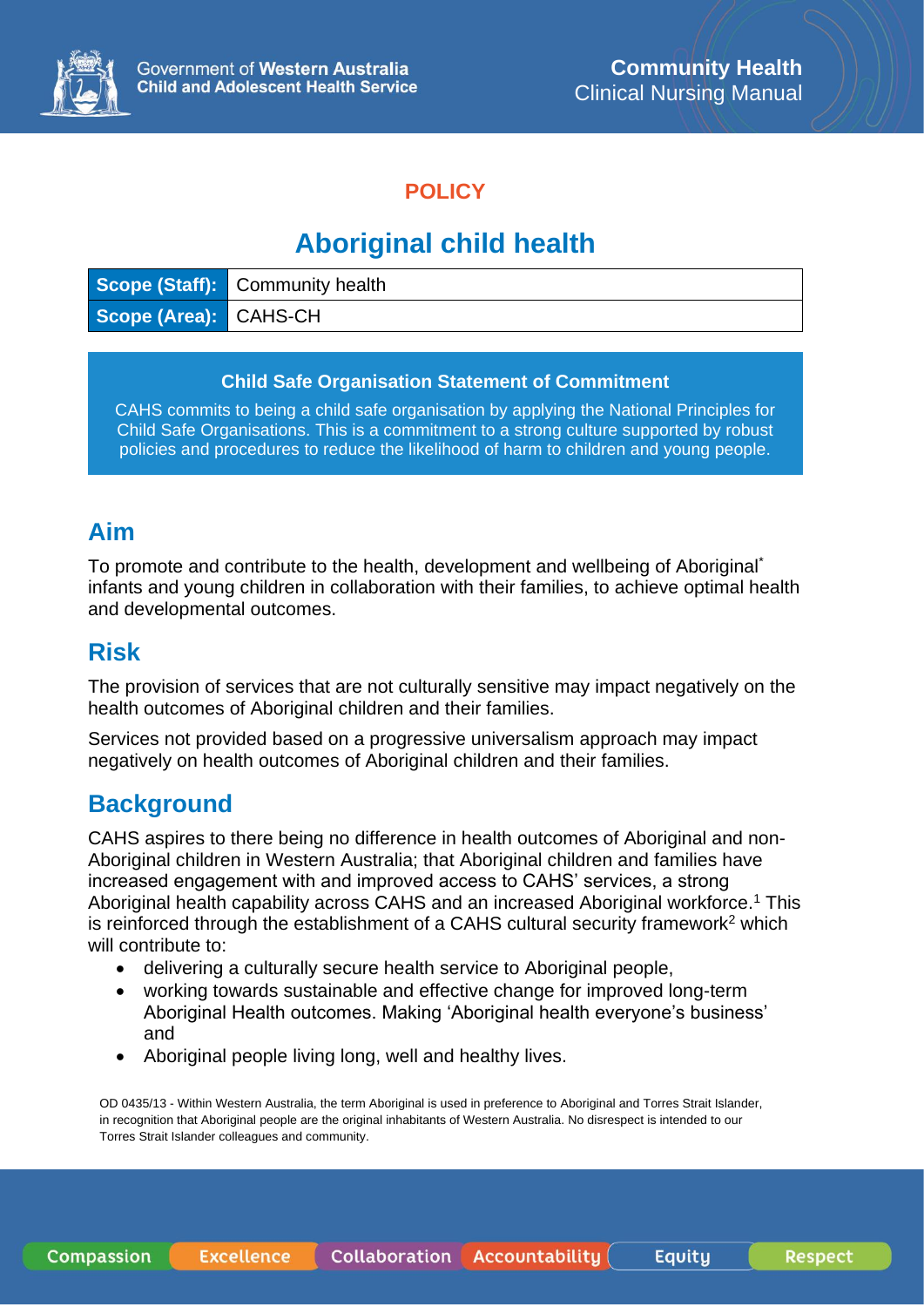POLICY

# Aboriginal child health

| Scope (Staff): | Community health |
|---|---|
| Scope (Area): | CAHS-CH |

**Child Safe Organisation Statement of Commitment**

CAHS commits to being a child safe organisation by applying the National Principles for Child Safe Organisations. This is a commitment to a strong culture supported by robust policies and procedures to reduce the likelihood of harm to children and young people.

## Aim

To promote and contribute to the health, development and wellbeing of Aboriginal* infants and young children in collaboration with their families, to achieve optimal health and developmental outcomes.

## Risk

The provision of services that are not culturally sensitive may impact negatively on the health outcomes of Aboriginal children and their families.

Services not provided based on a progressive universalism approach may impact negatively on health outcomes of Aboriginal children and their families.

## Background

CAHS aspires to there being no difference in health outcomes of Aboriginal and non-Aboriginal children in Western Australia; that Aboriginal children and families have increased engagement with and improved access to CAHS' services, a strong Aboriginal health capability across CAHS and an increased Aboriginal workforce.[1] This is reinforced through the establishment of a CAHS cultural security framework[2] which will contribute to:

- delivering a culturally secure health service to Aboriginal people,
- working towards sustainable and effective change for improved long-term Aboriginal Health outcomes. Making 'Aboriginal health everyone's business' and
- Aboriginal people living long, well and healthy lives.

OD 0435/13 - Within Western Australia, the term Aboriginal is used in preference to Aboriginal and Torres Strait Islander, in recognition that Aboriginal people are the original inhabitants of Western Australia. No disrespect is intended to our Torres Strait Islander colleagues and community.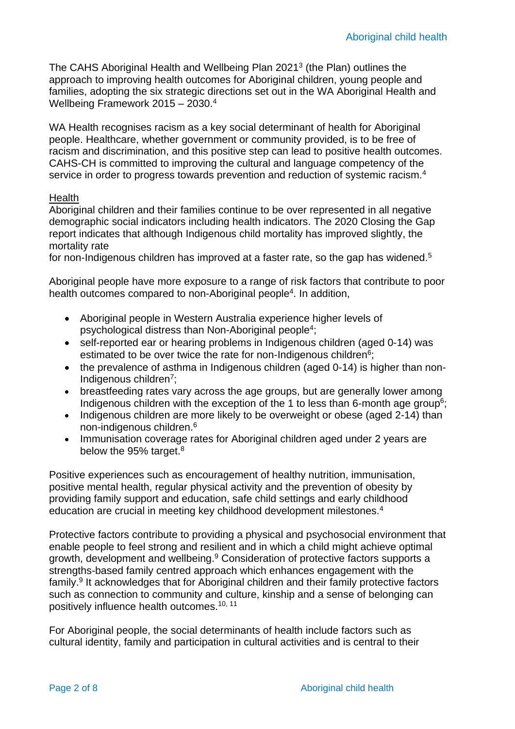The CAHS Aboriginal Health and Wellbeing Plan 2021[3] (the Plan) outlines the approach to improving health outcomes for Aboriginal children, young people and families, adopting the six strategic directions set out in the WA Aboriginal Health and Wellbeing Framework 2015 – 2030.[4]

WA Health recognises racism as a key social determinant of health for Aboriginal people. Healthcare, whether government or community provided, is to be free of racism and discrimination, and this positive step can lead to positive health outcomes. CAHS-CH is committed to improving the cultural and language competency of the service in order to progress towards prevention and reduction of systemic racism.[4]

<u>Health</u>

Aboriginal children and their families continue to be over represented in all negative demographic social indicators including health indicators. The 2020 Closing the Gap report indicates that although Indigenous child mortality has improved slightly, the mortality rate for non-Indigenous children has improved at a faster rate, so the gap has widened.[5]

Aboriginal people have more exposure to a range of risk factors that contribute to poor health outcomes compared to non-Aboriginal people[4]. In addition,

- Aboriginal people in Western Australia experience higher levels of psychological distress than Non-Aboriginal people[4];
- self-reported ear or hearing problems in Indigenous children (aged 0-14) was estimated to be over twice the rate for non-Indigenous children[6];
- the prevalence of asthma in Indigenous children (aged 0-14) is higher than non-Indigenous children[7];
- breastfeeding rates vary across the age groups, but are generally lower among Indigenous children with the exception of the 1 to less than 6-month age group[6];
- Indigenous children are more likely to be overweight or obese (aged 2-14) than non-indigenous children.[6]
- Immunisation coverage rates for Aboriginal children aged under 2 years are below the 95% target.[8]

Positive experiences such as encouragement of healthy nutrition, immunisation, positive mental health, regular physical activity and the prevention of obesity by providing family support and education, safe child settings and early childhood education are crucial in meeting key childhood development milestones.[4]

Protective factors contribute to providing a physical and psychosocial environment that enable people to feel strong and resilient and in which a child might achieve optimal growth, development and wellbeing.[9] Consideration of protective factors supports a strengths-based family centred approach which enhances engagement with the family.[9] It acknowledges that for Aboriginal children and their family protective factors such as connection to community and culture, kinship and a sense of belonging can positively influence health outcomes.[10, 11]

For Aboriginal people, the social determinants of health include factors such as cultural identity, family and participation in cultural activities and is central to their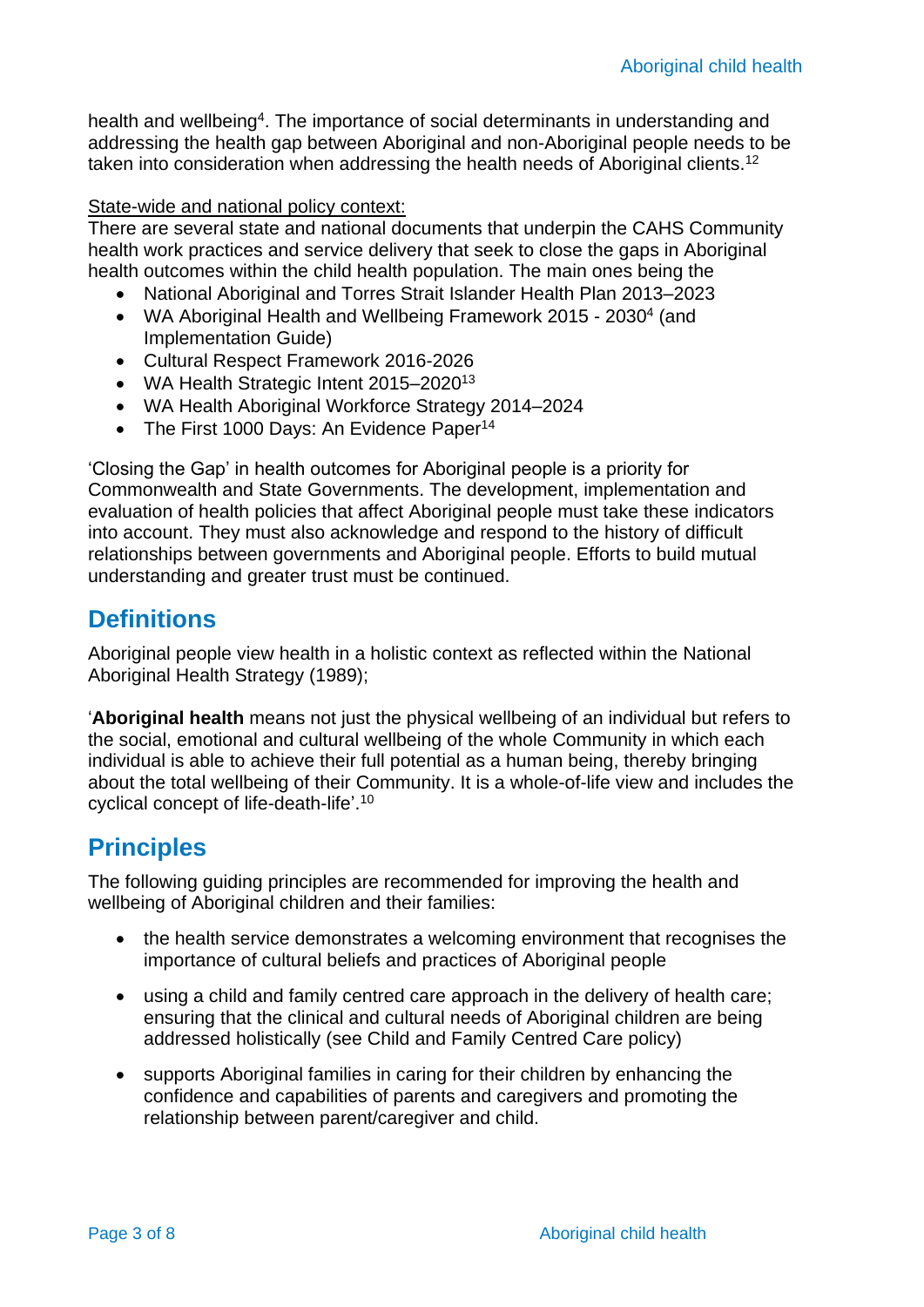health and wellbeing[4]. The importance of social determinants in understanding and addressing the health gap between Aboriginal and non-Aboriginal people needs to be taken into consideration when addressing the health needs of Aboriginal clients.[12]

State-wide and national policy context:

There are several state and national documents that underpin the CAHS Community health work practices and service delivery that seek to close the gaps in Aboriginal health outcomes within the child health population. The main ones being the

- National Aboriginal and Torres Strait Islander Health Plan 2013–2023
- WA Aboriginal Health and Wellbeing Framework 2015 - 2030[4] (and Implementation Guide)
- Cultural Respect Framework 2016-2026
- WA Health Strategic Intent 2015–2020[13]
- WA Health Aboriginal Workforce Strategy 2014–2024
- The First 1000 Days: An Evidence Paper[14]

'Closing the Gap' in health outcomes for Aboriginal people is a priority for Commonwealth and State Governments. The development, implementation and evaluation of health policies that affect Aboriginal people must take these indicators into account. They must also acknowledge and respond to the history of difficult relationships between governments and Aboriginal people. Efforts to build mutual understanding and greater trust must be continued.

## Definitions

Aboriginal people view health in a holistic context as reflected within the National Aboriginal Health Strategy (1989);

'**Aboriginal health** means not just the physical wellbeing of an individual but refers to the social, emotional and cultural wellbeing of the whole Community in which each individual is able to achieve their full potential as a human being, thereby bringing about the total wellbeing of their Community. It is a whole-of-life view and includes the cyclical concept of life-death-life'.[10]

## Principles

The following guiding principles are recommended for improving the health and wellbeing of Aboriginal children and their families:

- the health service demonstrates a welcoming environment that recognises the importance of cultural beliefs and practices of Aboriginal people
- using a child and family centred care approach in the delivery of health care; ensuring that the clinical and cultural needs of Aboriginal children are being addressed holistically (see Child and Family Centred Care policy)
- supports Aboriginal families in caring for their children by enhancing the confidence and capabilities of parents and caregivers and promoting the relationship between parent/caregiver and child.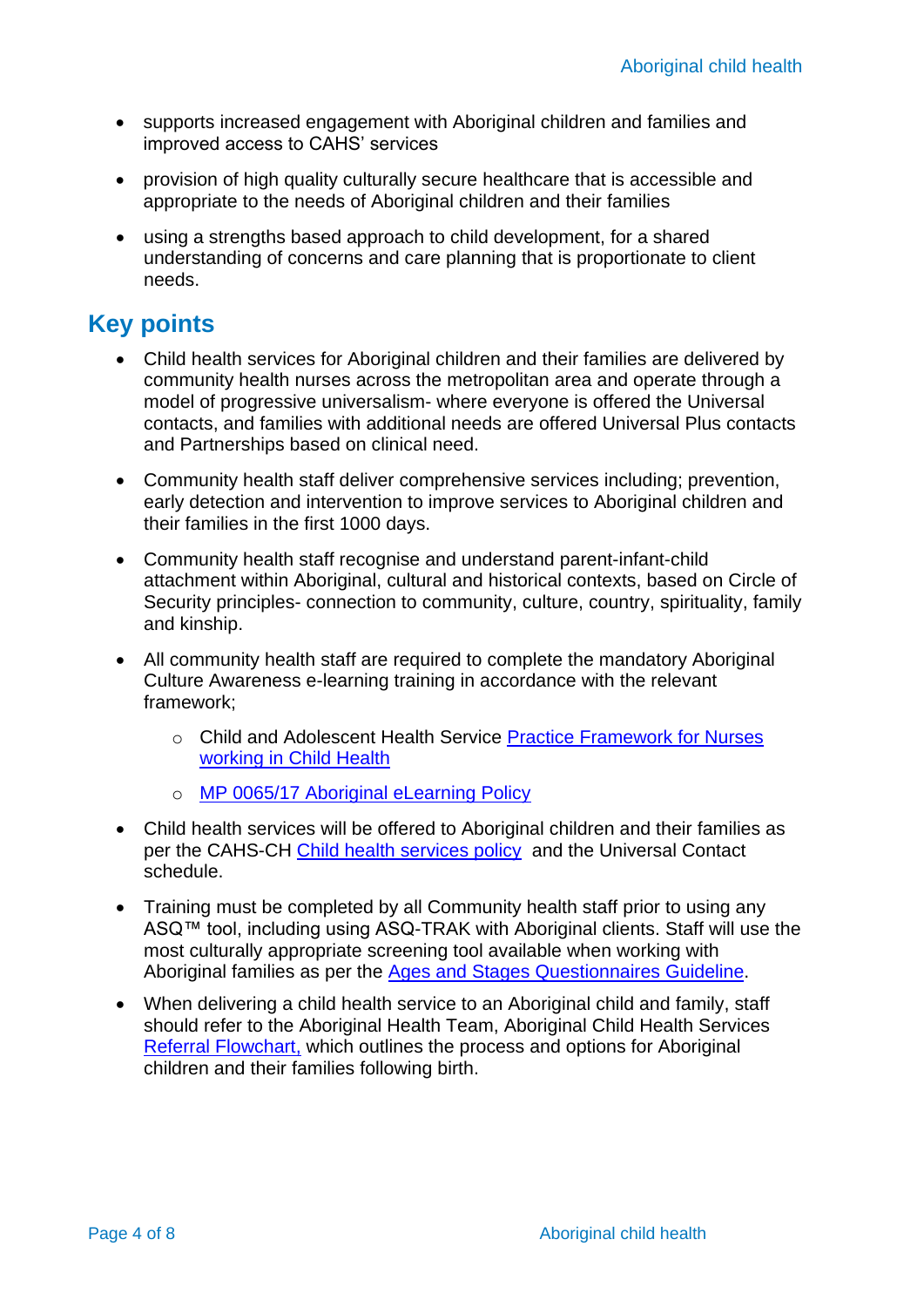- supports increased engagement with Aboriginal children and families and improved access to CAHS' services
- provision of high quality culturally secure healthcare that is accessible and appropriate to the needs of Aboriginal children and their families
- using a strengths based approach to child development, for a shared understanding of concerns and care planning that is proportionate to client needs.

## Key points

- Child health services for Aboriginal children and their families are delivered by community health nurses across the metropolitan area and operate through a model of progressive universalism- where everyone is offered the Universal contacts, and families with additional needs are offered Universal Plus contacts and Partnerships based on clinical need.
- Community health staff deliver comprehensive services including; prevention, early detection and intervention to improve services to Aboriginal children and their families in the first 1000 days.
- Community health staff recognise and understand parent-infant-child attachment within Aboriginal, cultural and historical contexts, based on Circle of Security principles- connection to community, culture, country, spirituality, family and kinship.
- All community health staff are required to complete the mandatory Aboriginal Culture Awareness e-learning training in accordance with the relevant framework;
  - Child and Adolescent Health Service [Practice Framework for Nurses working in Child Health]
  - [MP 0065/17 Aboriginal eLearning Policy]
- Child health services will be offered to Aboriginal children and their families as per the CAHS-CH [Child health services policy] and the Universal Contact schedule.
- Training must be completed by all Community health staff prior to using any ASQ™ tool, including using ASQ-TRAK with Aboriginal clients. Staff will use the most culturally appropriate screening tool available when working with Aboriginal families as per the [Ages and Stages Questionnaires Guideline].
- When delivering a child health service to an Aboriginal child and family, staff should refer to the Aboriginal Health Team, Aboriginal Child Health Services [Referral Flowchart,] which outlines the process and options for Aboriginal children and their families following birth.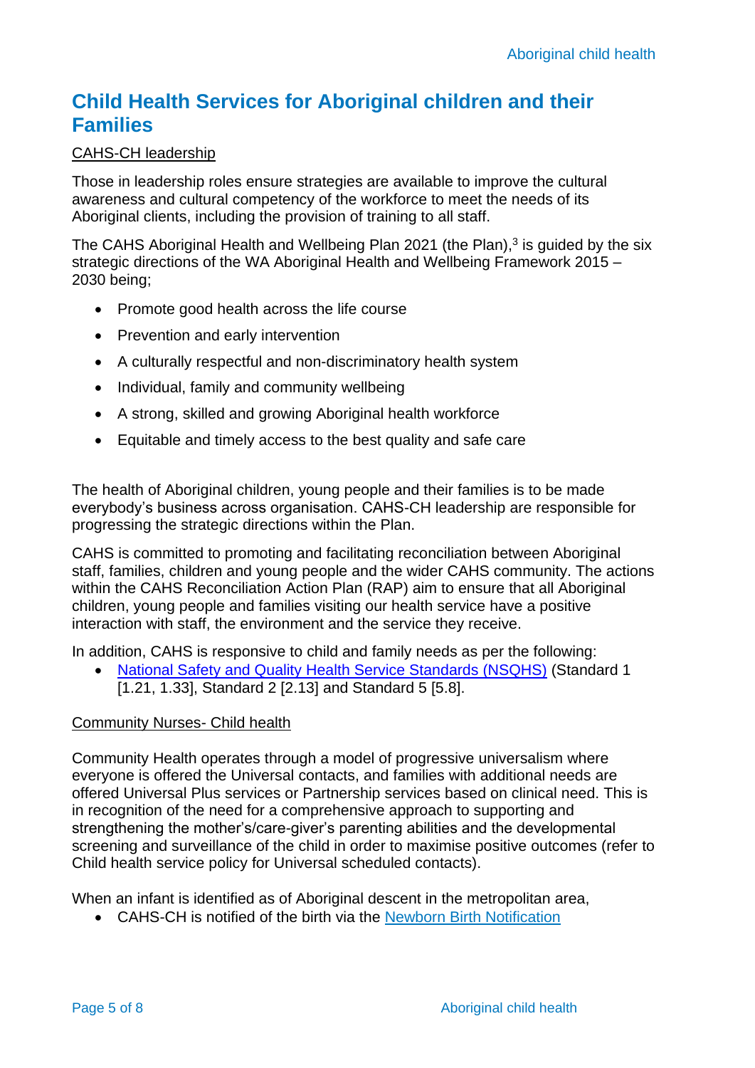## Child Health Services for Aboriginal children and their Families

CAHS-CH leadership

Those in leadership roles ensure strategies are available to improve the cultural awareness and cultural competency of the workforce to meet the needs of its Aboriginal clients, including the provision of training to all staff.

The CAHS Aboriginal Health and Wellbeing Plan 2021 (the Plan),[3] is guided by the six strategic directions of the WA Aboriginal Health and Wellbeing Framework 2015 – 2030 being;

- Promote good health across the life course
- Prevention and early intervention
- A culturally respectful and non-discriminatory health system
- Individual, family and community wellbeing
- A strong, skilled and growing Aboriginal health workforce
- Equitable and timely access to the best quality and safe care

The health of Aboriginal children, young people and their families is to be made everybody's business across organisation. CAHS-CH leadership are responsible for progressing the strategic directions within the Plan.

CAHS is committed to promoting and facilitating reconciliation between Aboriginal staff, families, children and young people and the wider CAHS community. The actions within the CAHS Reconciliation Action Plan (RAP) aim to ensure that all Aboriginal children, young people and families visiting our health service have a positive interaction with staff, the environment and the service they receive.

In addition, CAHS is responsive to child and family needs as per the following:

- National Safety and Quality Health Service Standards (NSQHS) (Standard 1 [1.21, 1.33], Standard 2 [2.13] and Standard 5 [5.8].

Community Nurses- Child health

Community Health operates through a model of progressive universalism where everyone is offered the Universal contacts, and families with additional needs are offered Universal Plus services or Partnership services based on clinical need. This is in recognition of the need for a comprehensive approach to supporting and strengthening the mother's/care-giver's parenting abilities and the developmental screening and surveillance of the child in order to maximise positive outcomes (refer to Child health service policy for Universal scheduled contacts).

When an infant is identified as of Aboriginal descent in the metropolitan area,

- CAHS-CH is notified of the birth via the Newborn Birth Notification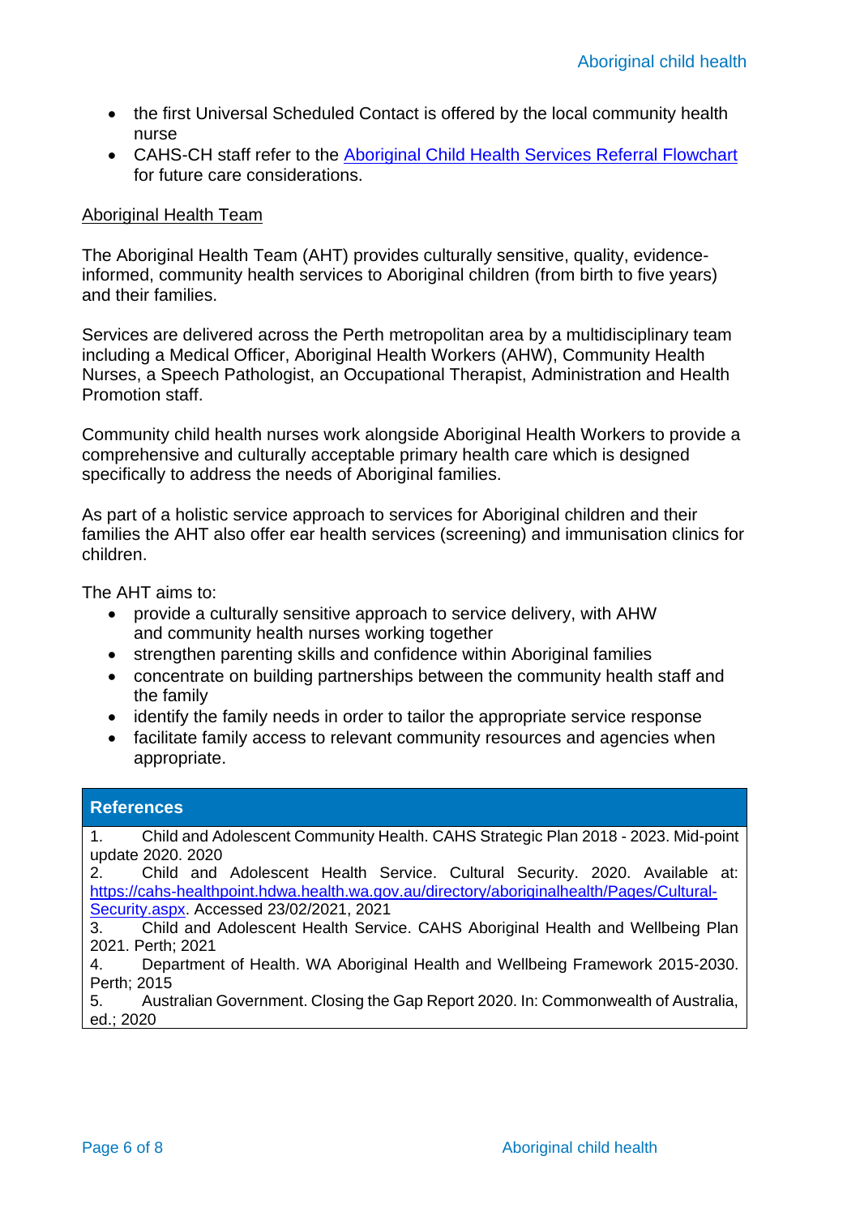- the first Universal Scheduled Contact is offered by the local community health nurse
- CAHS-CH staff refer to the Aboriginal Child Health Services Referral Flowchart for future care considerations.

Aboriginal Health Team

The Aboriginal Health Team (AHT) provides culturally sensitive, quality, evidence-informed, community health services to Aboriginal children (from birth to five years) and their families.

Services are delivered across the Perth metropolitan area by a multidisciplinary team including a Medical Officer, Aboriginal Health Workers (AHW), Community Health Nurses, a Speech Pathologist, an Occupational Therapist, Administration and Health Promotion staff.

Community child health nurses work alongside Aboriginal Health Workers to provide a comprehensive and culturally acceptable primary health care which is designed specifically to address the needs of Aboriginal families.

As part of a holistic service approach to services for Aboriginal children and their families the AHT also offer ear health services (screening) and immunisation clinics for children.

The AHT aims to:

- provide a culturally sensitive approach to service delivery, with AHW and community health nurses working together
- strengthen parenting skills and confidence within Aboriginal families
- concentrate on building partnerships between the community health staff and the family
- identify the family needs in order to tailor the appropriate service response
- facilitate family access to relevant community resources and agencies when appropriate.

## References

1. Child and Adolescent Community Health. CAHS Strategic Plan 2018 - 2023. Mid-point update 2020. 2020
2. Child and Adolescent Health Service. Cultural Security. 2020. Available at: https://cahs-healthpoint.hdwa.health.wa.gov.au/directory/aboriginalhealth/Pages/Cultural-Security.aspx. Accessed 23/02/2021, 2021
3. Child and Adolescent Health Service. CAHS Aboriginal Health and Wellbeing Plan 2021. Perth; 2021
4. Department of Health. WA Aboriginal Health and Wellbeing Framework 2015-2030. Perth; 2015
5. Australian Government. Closing the Gap Report 2020. In: Commonwealth of Australia, ed.; 2020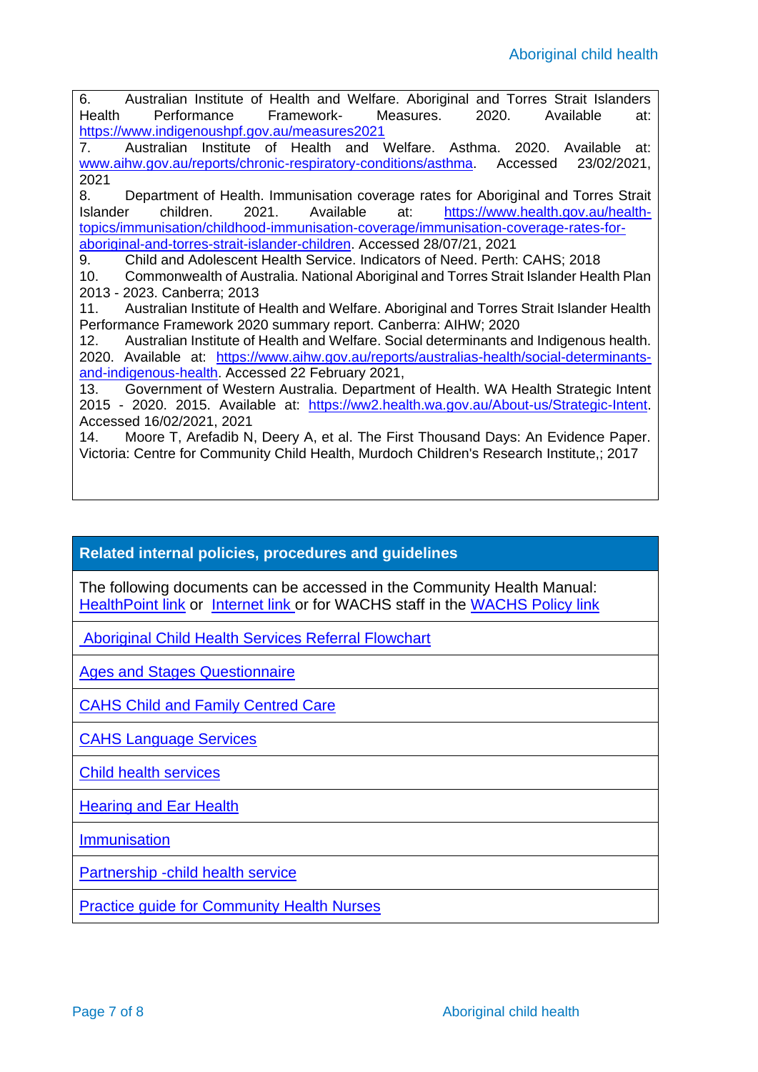6. Australian Institute of Health and Welfare. Aboriginal and Torres Strait Islanders Health Performance Framework- Measures. 2020. Available at: https://www.indigenoushpf.gov.au/measures2021

7. Australian Institute of Health and Welfare. Asthma. 2020. Available at: www.aihw.gov.au/reports/chronic-respiratory-conditions/asthma. Accessed 23/02/2021, 2021

8. Department of Health. Immunisation coverage rates for Aboriginal and Torres Strait Islander children. 2021. Available at: https://www.health.gov.au/health-topics/immunisation/childhood-immunisation-coverage/immunisation-coverage-rates-for-aboriginal-and-torres-strait-islander-children. Accessed 28/07/21, 2021

9. Child and Adolescent Health Service. Indicators of Need. Perth: CAHS; 2018

10. Commonwealth of Australia. National Aboriginal and Torres Strait Islander Health Plan 2013 - 2023. Canberra; 2013

11. Australian Institute of Health and Welfare. Aboriginal and Torres Strait Islander Health Performance Framework 2020 summary report. Canberra: AIHW; 2020

12. Australian Institute of Health and Welfare. Social determinants and Indigenous health. 2020. Available at: https://www.aihw.gov.au/reports/australias-health/social-determinants-and-indigenous-health. Accessed 22 February 2021,

13. Government of Western Australia. Department of Health. WA Health Strategic Intent 2015 - 2020. 2015. Available at: https://ww2.health.wa.gov.au/About-us/Strategic-Intent. Accessed 16/02/2021, 2021

14. Moore T, Arefadib N, Deery A, et al. The First Thousand Days: An Evidence Paper. Victoria: Centre for Community Child Health, Murdoch Children's Research Institute,; 2017

## Related internal policies, procedures and guidelines

The following documents can be accessed in the Community Health Manual: HealthPoint link or Internet link or for WACHS staff in the WACHS Policy link

- Aboriginal Child Health Services Referral Flowchart
- Ages and Stages Questionnaire
- CAHS Child and Family Centred Care
- CAHS Language Services
- Child health services
- Hearing and Ear Health
- Immunisation
- Partnership -child health service
- Practice guide for Community Health Nurses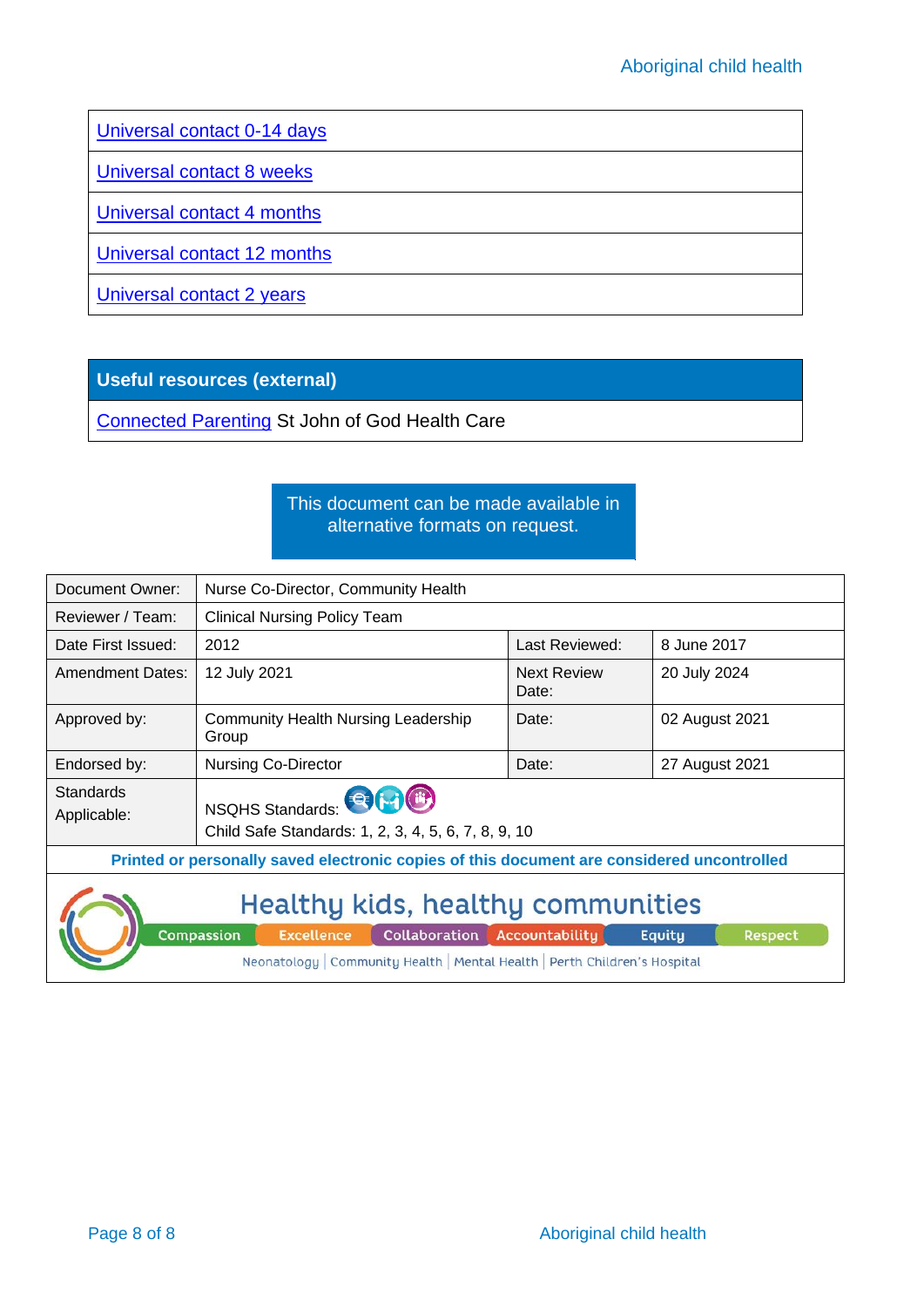| |
|---|
| Universal contact 0-14 days |
| Universal contact 8 weeks |
| Universal contact 4 months |
| Universal contact 12 months |
| Universal contact 2 years |

| Useful resources (external) |
|---|
| Connected Parenting St John of God Health Care |

This document can be made available in alternative formats on request.

| | | | |
|---|---|---|---|
| Document Owner: | Nurse Co-Director, Community Health | | |
| Reviewer / Team: | Clinical Nursing Policy Team | | |
| Date First Issued: | 2012 | Last Reviewed: | 8 June 2017 |
| Amendment Dates: | 12 July 2021 | Next Review Date: | 20 July 2024 |
| Approved by: | Community Health Nursing Leadership Group | Date: | 02 August 2021 |
| Endorsed by: | Nursing Co-Director | Date: | 27 August 2021 |
| Standards Applicable: | NSQHS Standards:<br>Child Safe Standards: 1, 2, 3, 4, 5, 6, 7, 8, 9, 10 | | |

**Printed or personally saved electronic copies of this document are considered uncontrolled**

Healthy kids, healthy communities

Compassion | Excellence | Collaboration | Accountability | Equity | Respect

Neonatology | Community Health | Mental Health | Perth Children's Hospital